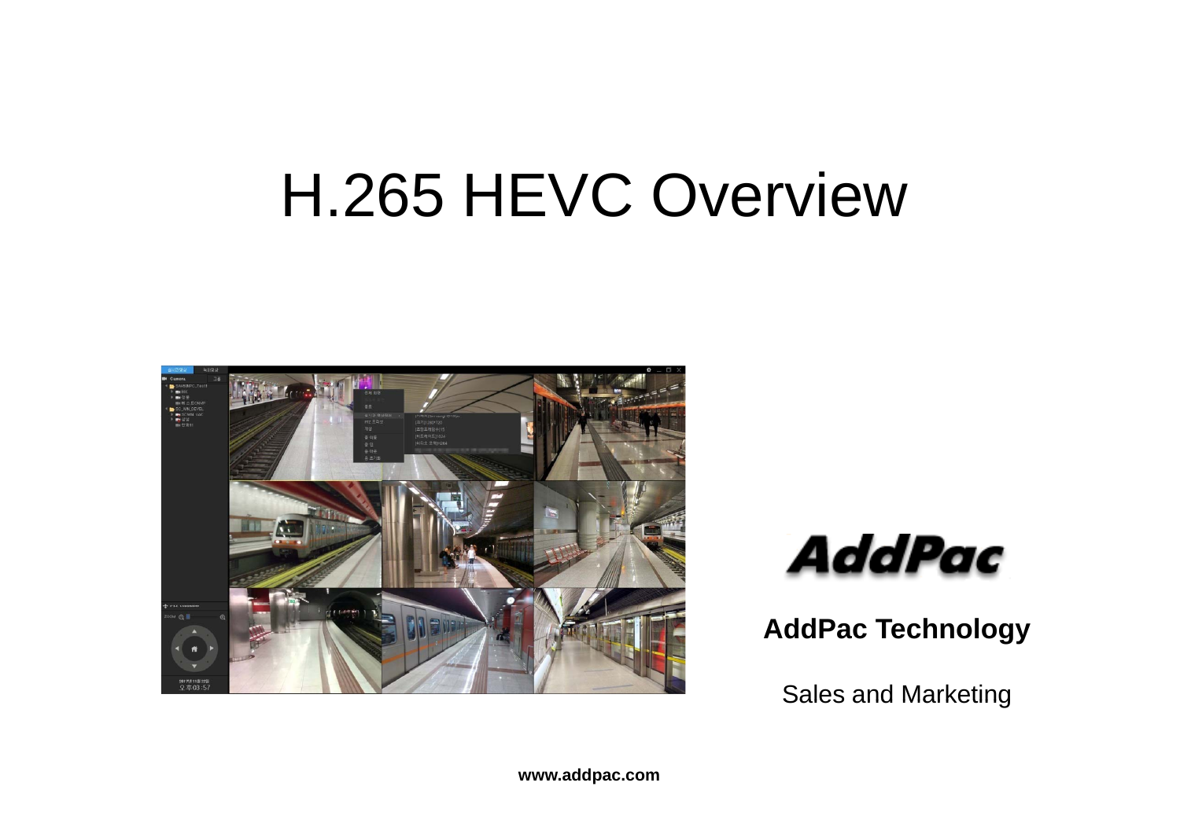# H.265 HEVC Overview

**AddPac Technology**

Sales and Marketing

**www.addpac.com**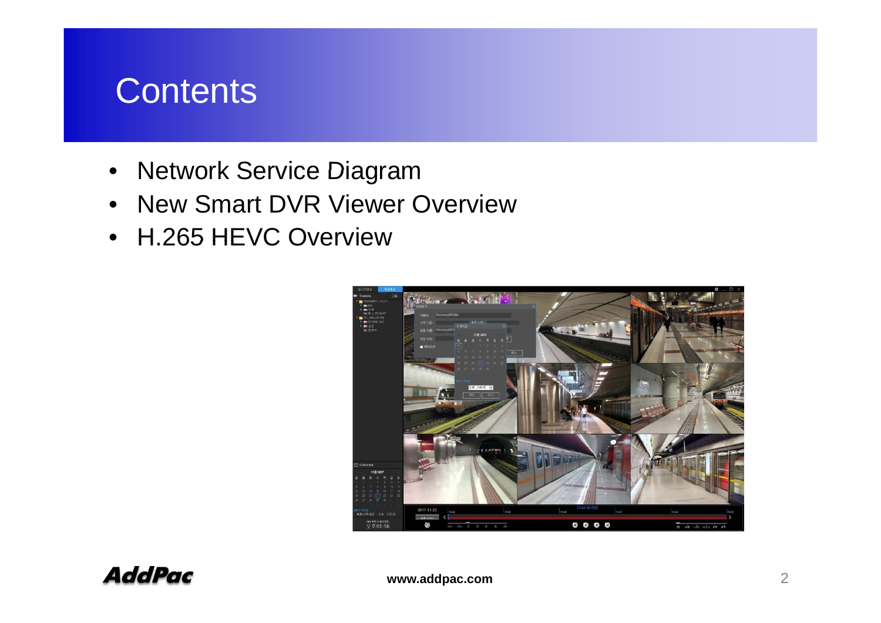# Contents

- Network Service Diagram
- New Smart DVR Viewer Overview
- H.265 HEVC Overview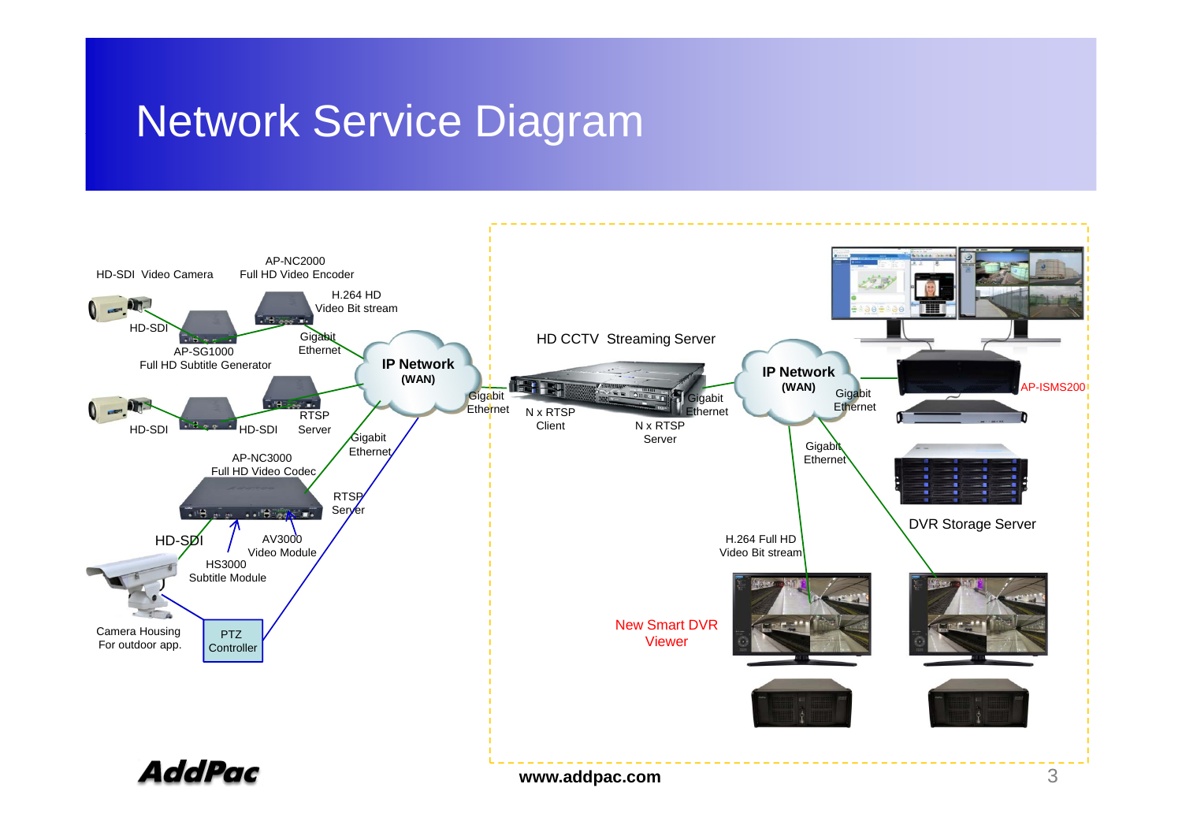# Network Service Diagram

HD-SDI Video Camera

AP-NC2000
Full HD Video Encoder

H.264 HD
Video Bit stream

HD-SDI

AP-SG1000
Full HD Subtitle Generator

Gigabit
Ethernet

IP Network
(WAN)

HD-SDI

HD-SDI

RTSP
Server

Gigabit
Ethernet

AP-NC3000
Full HD Video Codec

RTSP
Server

HD-SDI

AV3000
Video Module

HS3000
Subtitle Module

Camera Housing
For outdoor app.

PTZ
Controller

HD CCTV Streaming Server

Gigabit
Ethernet

N x RTSP
Client

N x RTSP
Server

Gigabit
Ethernet

IP Network
(WAN)

Gigabit
Ethernet

AP-ISMS200

Gigabit
Ethernet

DVR Storage Server

H.264 Full HD
Video Bit stream

New Smart DVR
Viewer

www.addpac.com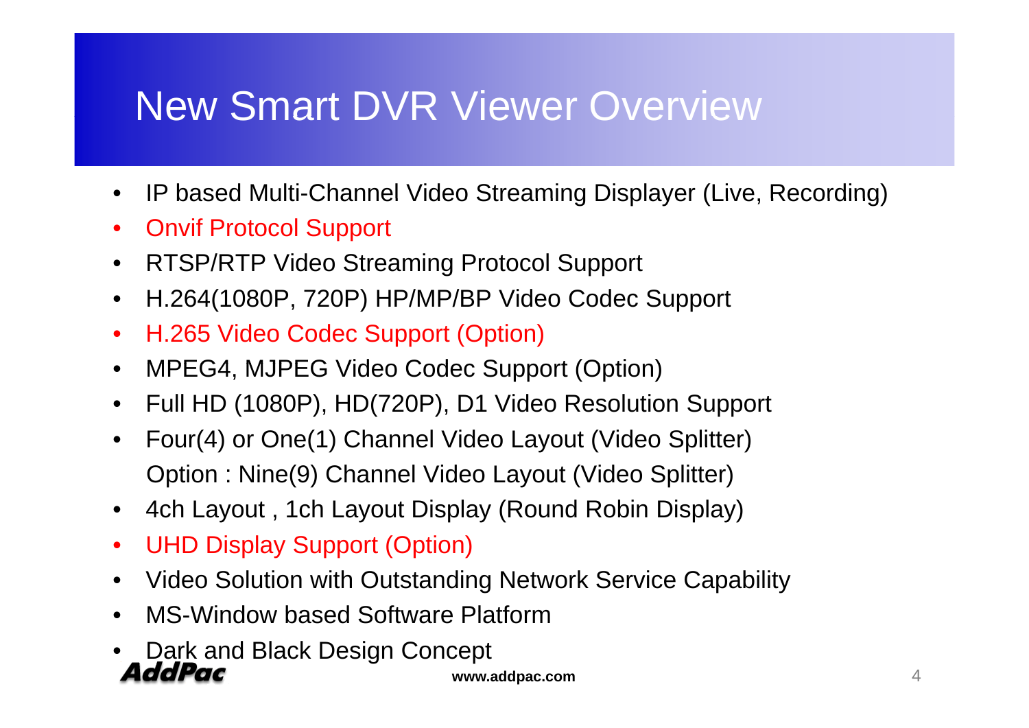# New Smart DVR Viewer Overview

- IP based Multi-Channel Video Streaming Displayer (Live, Recording)
- Onvif Protocol Support
- RTSP/RTP Video Streaming Protocol Support
- H.264(1080P, 720P) HP/MP/BP Video Codec Support
- H.265 Video Codec Support (Option)
- MPEG4, MJPEG Video Codec Support (Option)
- Full HD (1080P), HD(720P), D1 Video Resolution Support
- Four(4) or One(1) Channel Video Layout (Video Splitter)
  Option : Nine(9) Channel Video Layout (Video Splitter)
- 4ch Layout , 1ch Layout Display (Round Robin Display)
- UHD Display Support (Option)
- Video Solution with Outstanding Network Service Capability
- MS-Window based Software Platform
- Dark and Black Design Concept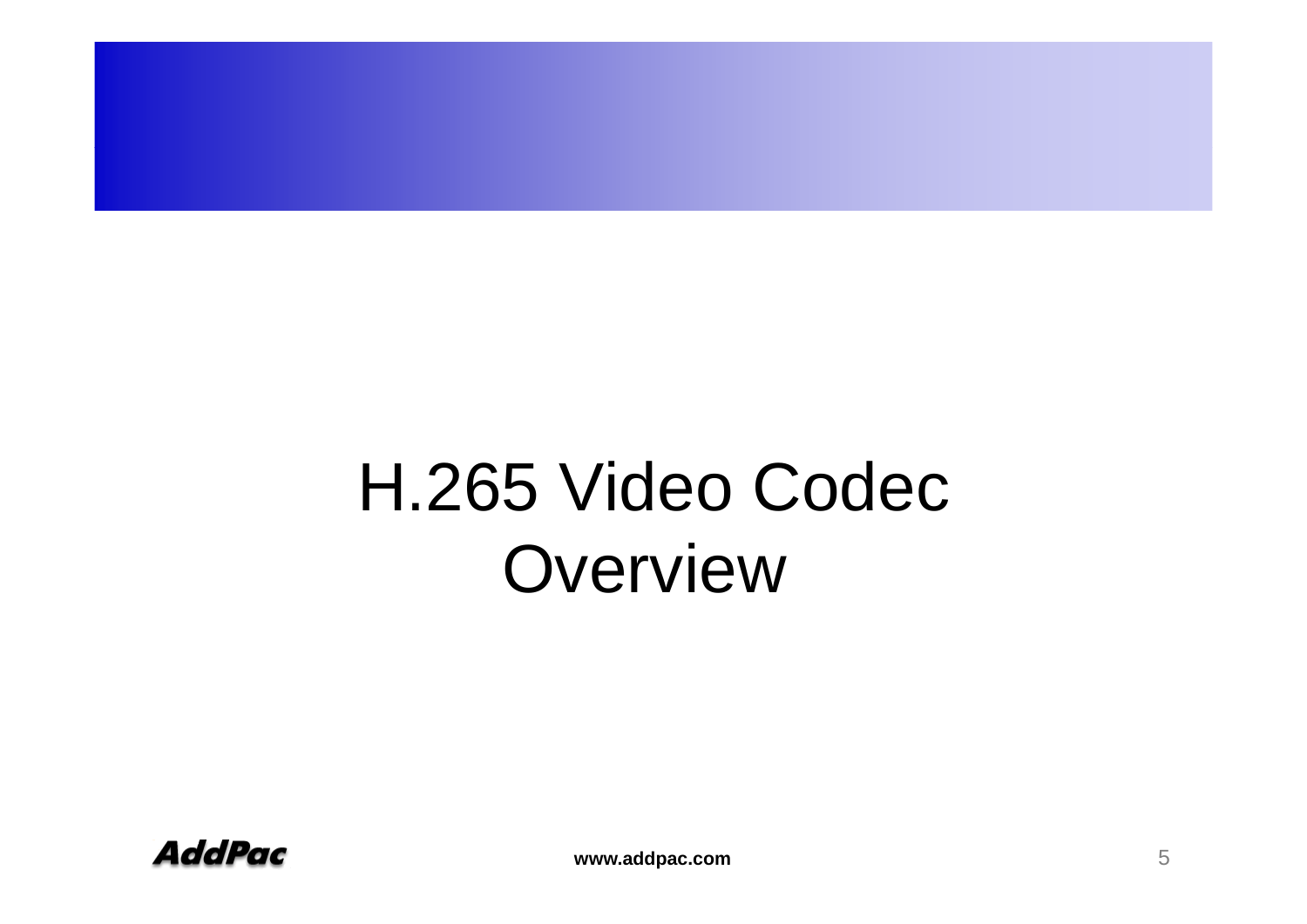# H.265 Video Codec Overview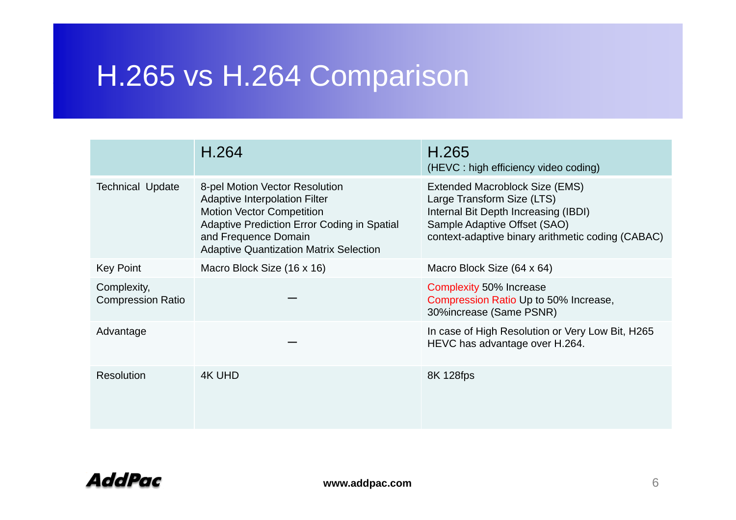# H.265 vs H.264 Comparison

| | H.264 | H.265<br>(HEVC : high efficiency video coding) |
|---|---|---|
| Technical Update | 8-pel Motion Vector Resolution<br>Adaptive Interpolation Filter<br>Motion Vector Competition<br>Adaptive Prediction Error Coding in Spatial and Frequence Domain<br>Adaptive Quantization Matrix Selection | Extended Macroblock Size (EMS)<br>Large Transform Size (LTS)<br>Internal Bit Depth Increasing (IBDI)<br>Sample Adaptive Offset (SAO)<br>context-adaptive binary arithmetic coding (CABAC) |
| Key Point | Macro Block Size (16 x 16) | Macro Block Size (64 x 64) |
| Complexity, Compression Ratio | – | Complexity 50% Increase<br>Compression Ratio Up to 50% Increase, 30%increase (Same PSNR) |
| Advantage | – | In case of High Resolution or Very Low Bit, H265 HEVC has advantage over H.264. |
| Resolution | 4K UHD | 8K 128fps |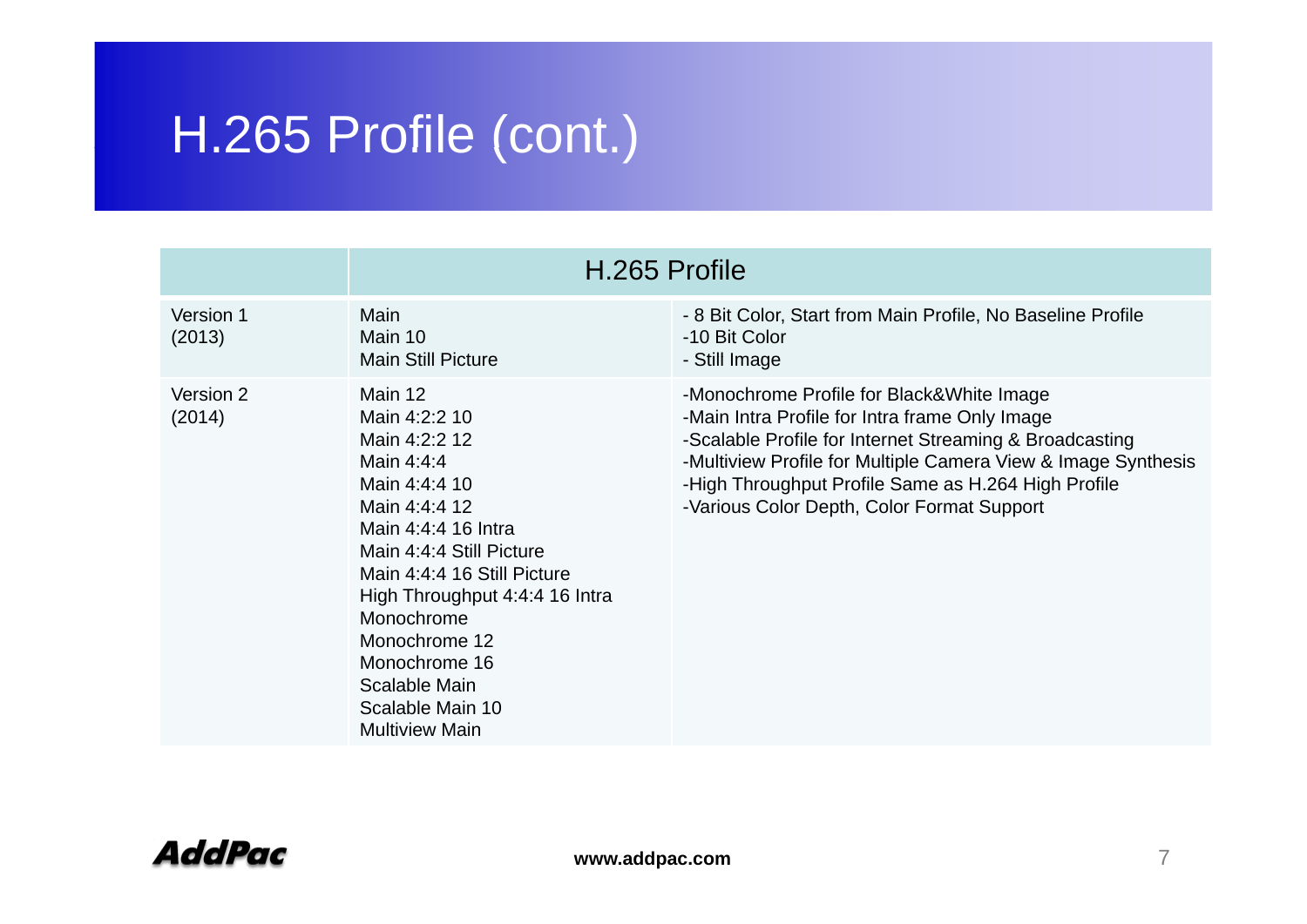# H.265 Profile (cont.)

| | H.265 Profile | |
|---|---|---|
| Version 1 (2013) | Main<br>Main 10<br>Main Still Picture | - 8 Bit Color, Start from Main Profile, No Baseline Profile<br>-10 Bit Color<br>- Still Image |
| Version 2 (2014) | Main 12<br>Main 4:2:2 10<br>Main 4:2:2 12<br>Main 4:4:4<br>Main 4:4:4 10<br>Main 4:4:4 12<br>Main 4:4:4 16 Intra<br>Main 4:4:4 Still Picture<br>Main 4:4:4 16 Still Picture<br>High Throughput 4:4:4 16 Intra<br>Monochrome<br>Monochrome 12<br>Monochrome 16<br>Scalable Main<br>Scalable Main 10<br>Multiview Main | -Monochrome Profile for Black&White Image<br>-Main Intra Profile for Intra frame Only Image<br>-Scalable Profile for Internet Streaming & Broadcasting<br>-Multiview Profile for Multiple Camera View & Image Synthesis<br>-High Throughput Profile Same as H.264 High Profile<br>-Various Color Depth, Color Format Support |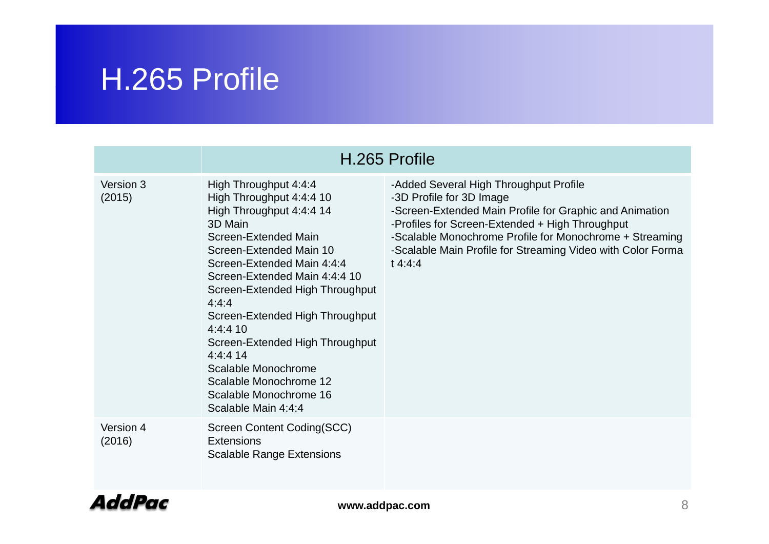# H.265 Profile

| | H.265 Profile | |
|---|---|---|
| Version 3 (2015) | High Throughput 4:4:4<br>High Throughput 4:4:4 10<br>High Throughput 4:4:4 14<br>3D Main<br>Screen-Extended Main<br>Screen-Extended Main 10<br>Screen-Extended Main 4:4:4<br>Screen-Extended Main 4:4:4 10<br>Screen-Extended High Throughput 4:4:4<br>Screen-Extended High Throughput 4:4:4 10<br>Screen-Extended High Throughput 4:4:4 14<br>Scalable Monochrome<br>Scalable Monochrome 12<br>Scalable Monochrome 16<br>Scalable Main 4:4:4 | -Added Several High Throughput Profile<br>-3D Profile for 3D Image<br>-Screen-Extended Main Profile for Graphic and Animation<br>-Profiles for Screen-Extended + High Throughput<br>-Scalable Monochrome Profile for Monochrome + Streaming<br>-Scalable Main Profile for Streaming Video with Color Format 4:4:4 |
| Version 4 (2016) | Screen Content Coding(SCC) Extensions<br>Scalable Range Extensions | |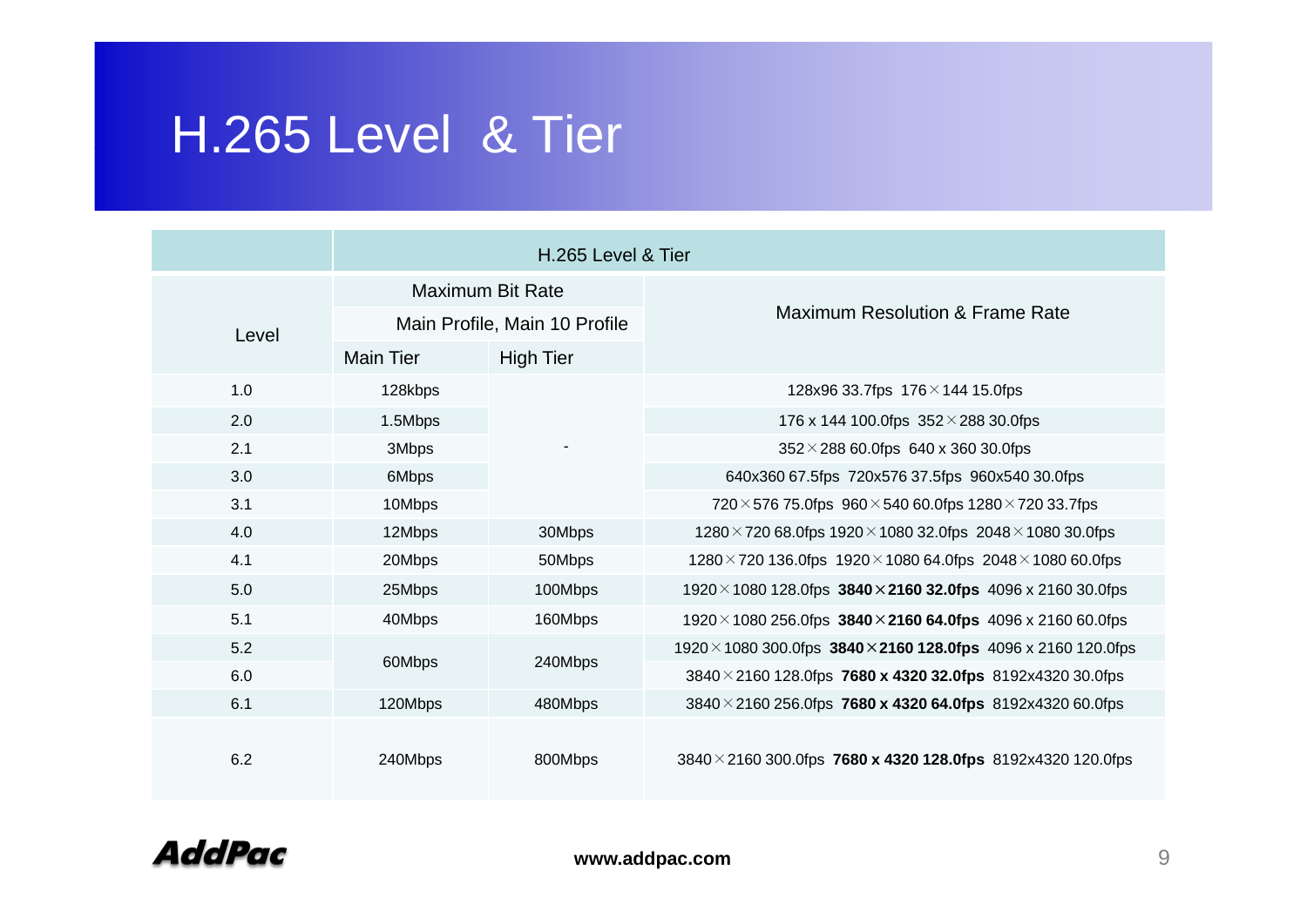# H.265 Level & Tier

| Level | H.265 Level & Tier | | |
|---|---|---|---|
| | Maximum Bit Rate | | Maximum Resolution & Frame Rate |
| | Main Profile, Main 10 Profile | | |
| | Main Tier | High Tier | |
| 1.0 | 128kbps | - | 128x96 33.7fps 176×144 15.0fps |
| 2.0 | 1.5Mbps | | 176 x 144 100.0fps 352×288 30.0fps |
| 2.1 | 3Mbps | | 352×288 60.0fps 640 x 360 30.0fps |
| 3.0 | 6Mbps | | 640x360 67.5fps 720x576 37.5fps 960x540 30.0fps |
| 3.1 | 10Mbps | | 720×576 75.0fps 960×540 60.0fps 1280×720 33.7fps |
| 4.0 | 12Mbps | 30Mbps | 1280×720 68.0fps 1920×1080 32.0fps 2048×1080 30.0fps |
| 4.1 | 20Mbps | 50Mbps | 1280×720 136.0fps 1920×1080 64.0fps 2048×1080 60.0fps |
| 5.0 | 25Mbps | 100Mbps | 1920×1080 128.0fps **3840×2160 32.0fps** 4096 x 2160 30.0fps |
| 5.1 | 40Mbps | 160Mbps | 1920×1080 256.0fps **3840×2160 64.0fps** 4096 x 2160 60.0fps |
| 5.2 | 60Mbps | 240Mbps | 1920×1080 300.0fps **3840×2160 128.0fps** 4096 x 2160 120.0fps |
| 6.0 | | | 3840×2160 128.0fps **7680 x 4320 32.0fps** 8192x4320 30.0fps |
| 6.1 | 120Mbps | 480Mbps | 3840×2160 256.0fps **7680 x 4320 64.0fps** 8192x4320 60.0fps |
| 6.2 | 240Mbps | 800Mbps | 3840×2160 300.0fps **7680 x 4320 128.0fps** 8192x4320 120.0fps |

AddPac

www.addpac.com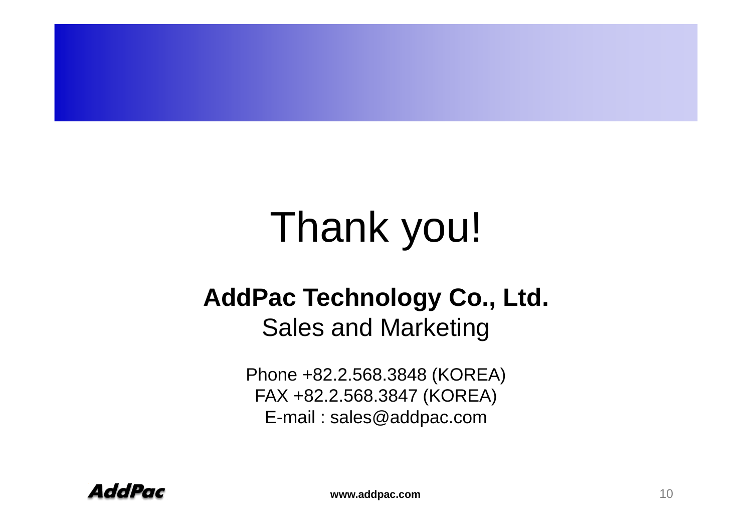# Thank you!

**AddPac Technology Co., Ltd.**

Sales and Marketing

Phone +82.2.568.3848 (KOREA)
FAX +82.2.568.3847 (KOREA)
E-mail : sales@addpac.com